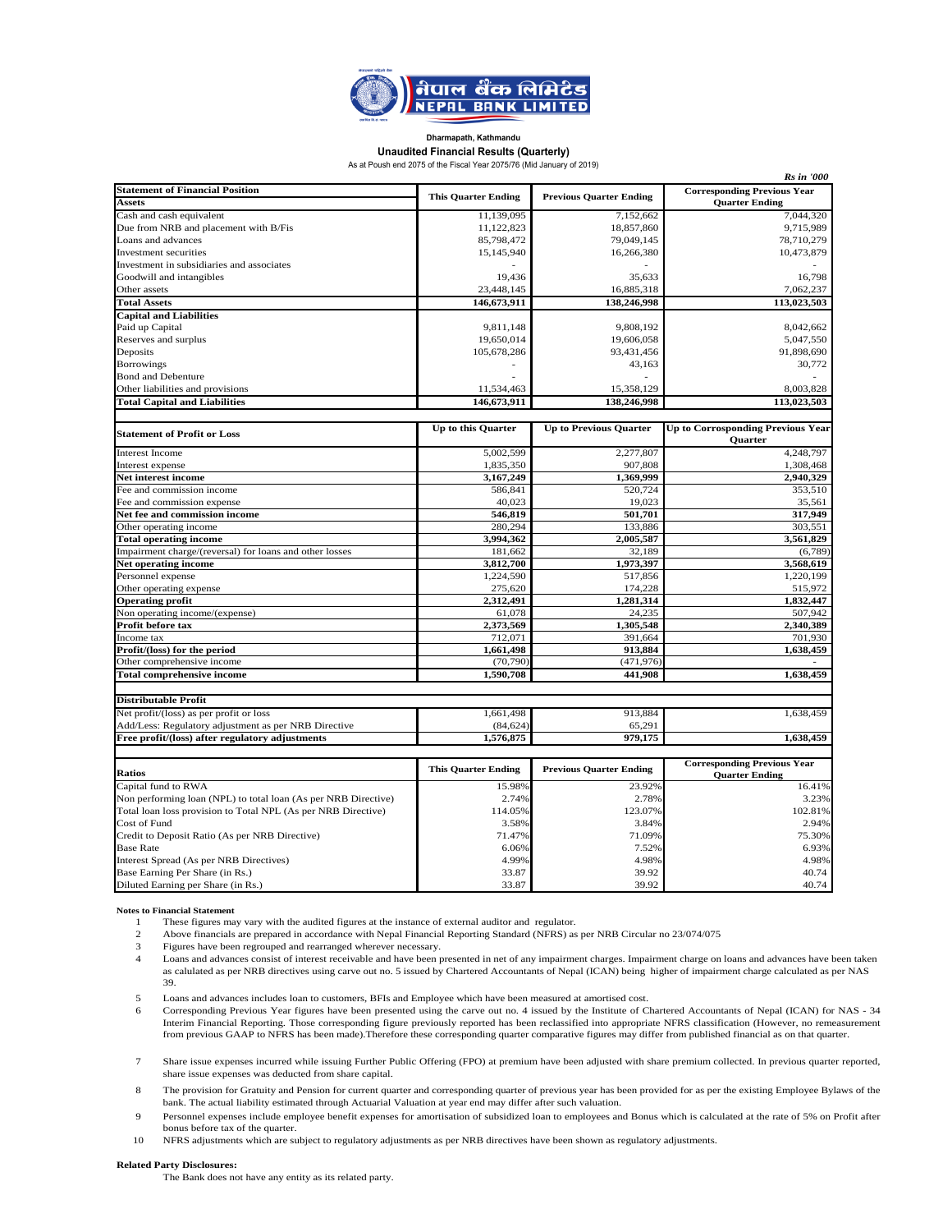# नेपाल बैंक लिमिटेड
# NEPAL BANK LIMITED

**Dharmapath, Kathmandu**

**Unaudited Financial Results (Quarterly)**

As at Poush end 2075 of the Fiscal Year 2075/76 (Mid January of 2019)

*Rs in '000*

| Statement of Financial Position | This Quarter Ending | Previous Quarter Ending | Corresponding Previous Year Quarter Ending |
|---|---|---|---|
| **Assets** | | | |
| Cash and cash equivalent | 11,139,095 | 7,152,662 | 7,044,320 |
| Due from NRB and placement with B/Fis | 11,122,823 | 18,857,860 | 9,715,989 |
| Loans and advances | 85,798,472 | 79,049,145 | 78,710,279 |
| Investment securities | 15,145,940 | 16,266,380 | 10,473,879 |
| Investment in subsidiaries and associates | - | - | - |
| Goodwill and intangibles | 19,436 | 35,633 | 16,798 |
| Other assets | 23,448,145 | 16,885,318 | 7,062,237 |
| **Total Assets** | **146,673,911** | **138,246,998** | **113,023,503** |
| **Capital and Liabilities** | | | |
| Paid up Capital | 9,811,148 | 9,808,192 | 8,042,662 |
| Reserves and surplus | 19,650,014 | 19,606,058 | 5,047,550 |
| Deposits | 105,678,286 | 93,431,456 | 91,898,690 |
| Borrowings | - | 43,163 | 30,772 |
| Bond and Debenture | - | - | - |
| Other liabilities and provisions | 11,534,463 | 15,358,129 | 8,003,828 |
| **Total Capital and Liabilities** | **146,673,911** | **138,246,998** | **113,023,503** |

| Statement of Profit or Loss | Up to this Quarter | Up to Previous Quarter | Up to Corresponding Previous Year Quarter |
|---|---|---|---|
| Interest Income | 5,002,599 | 2,277,807 | 4,248,797 |
| Interest expense | 1,835,350 | 907,808 | 1,308,468 |
| **Net interest income** | **3,167,249** | **1,369,999** | **2,940,329** |
| Fee and commission income | 586,841 | 520,724 | 353,510 |
| Fee and commission expense | 40,023 | 19,023 | 35,561 |
| **Net fee and commission income** | **546,819** | **501,701** | **317,949** |
| Other operating income | 280,294 | 133,886 | 303,551 |
| **Total operating income** | **3,994,362** | **2,005,587** | **3,561,829** |
| Impairment charge/(reversal) for loans and other losses | 181,662 | 32,189 | (6,789) |
| **Net operating income** | **3,812,700** | **1,973,397** | **3,568,619** |
| Personnel expense | 1,224,590 | 517,856 | 1,220,199 |
| Other operating expense | 275,620 | 174,228 | 515,972 |
| **Operating profit** | **2,312,491** | **1,281,314** | **1,832,447** |
| Non operating income/(expense) | 61,078 | 24,235 | 507,942 |
| **Profit before tax** | **2,373,569** | **1,305,548** | **2,340,389** |
| Income tax | 712,071 | 391,664 | 701,930 |
| **Profit/(loss) for the period** | **1,661,498** | **913,884** | **1,638,459** |
| Other comprehensive income | (70,790) | (471,976) | - |
| **Total comprehensive income** | **1,590,708** | **441,908** | **1,638,459** |
| **Distributable Profit** | | | |
| Net profit/(loss) as per profit or loss | 1,661,498 | 913,884 | 1,638,459 |
| Add/Less: Regulatory adjustment as per NRB Directive | (84,624) | 65,291 | |
| **Free profit/(loss) after regulatory adjustments** | **1,576,875** | **979,175** | **1,638,459** |

| Ratios | This Quarter Ending | Previous Quarter Ending | Corresponding Previous Year Quarter Ending |
|---|---|---|---|
| Capital fund to RWA | 15.98% | 23.92% | 16.41% |
| Non performing loan (NPL) to total loan (As per NRB Directive) | 2.74% | 2.78% | 3.23% |
| Total loan loss provision to Total NPL (As per NRB Directive) | 114.05% | 123.07% | 102.81% |
| Cost of Fund | 3.58% | 3.84% | 2.94% |
| Credit to Deposit Ratio (As per NRB Directive) | 71.47% | 71.09% | 75.30% |
| Base Rate | 6.06% | 7.52% | 6.93% |
| Interest Spread (As per NRB Directives) | 4.99% | 4.98% | 4.98% |
| Base Earning Per Share (in Rs.) | 33.87 | 39.92 | 40.74 |
| Diluted Earning per Share (in Rs.) | 33.87 | 39.92 | 40.74 |

**Notes to Financial Statement**

1. These figures may vary with the audited figures at the instance of external auditor and regulator.
2. Above financials are prepared in accordance with Nepal Financial Reporting Standard (NFRS) as per NRB Circular no 23/074/075
3. Figures have been regrouped and rearranged wherever necessary.
4. Loans and advances consist of interest receivable and have been presented in net of any impairment charges. Impairment charge on loans and advances have been taken as calulated as per NRB directives using carve out no. 5 issued by Chartered Accountants of Nepal (ICAN) being higher of impairment charge calculated as per NAS 39.
5. Loans and advances includes loan to customers, BFIs and Employee which have been measured at amortised cost.
6. Corresponding Previous Year figures have been presented using the carve out no. 4 issued by the Institute of Chartered Accountants of Nepal (ICAN) for NAS - 34 Interim Financial Reporting. Those corresponding figure previously reported has been reclassified into appropriate NFRS classification (However, no remeasurement from previous GAAP to NFRS has been made).Therefore these corresponding quarter comparative figures may differ from published financial as on that quarter.
7. Share issue expenses incurred while issuing Further Public Offering (FPO) at premium have been adjusted with share premium collected. In previous quarter reported, share issue expenses was deducted from share capital.
8. The provision for Gratuity and Pension for current quarter and corresponding quarter of previous year has been provided for as per the existing Employee Bylaws of the bank. The actual liability estimated through Actuarial Valuation at year end may differ after such valuation.
9. Personnel expenses include employee benefit expenses for amortisation of subsidized loan to employees and Bonus which is calculated at the rate of 5% on Profit after bonus before tax of the quarter.
10. NFRS adjustments which are subject to regulatory adjustments as per NRB directives have been shown as regulatory adjustments.

**Related Party Disclosures:**

The Bank does not have any entity as its related party.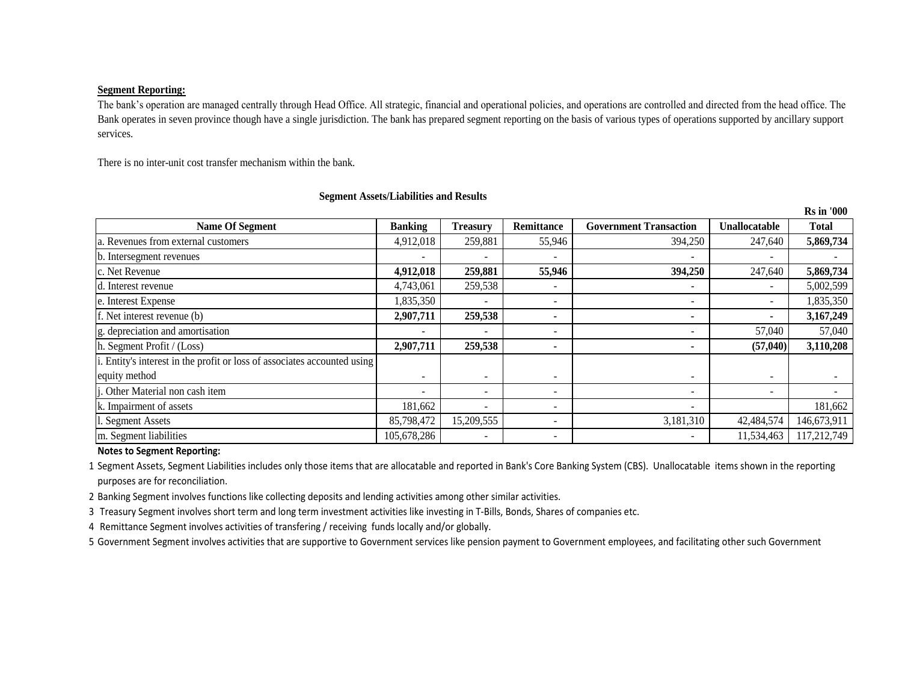**Segment Reporting:**

The bank's operation are managed centrally through Head Office. All strategic, financial and operational policies, and operations are controlled and directed from the head office. The Bank operates in seven province though have a single jurisdiction. The bank has prepared segment reporting on the basis of various types of operations supported by ancillary support services.

There is no inter-unit cost transfer mechanism within the bank.

**Segment Assets/Liabilities and Results**

**Rs in '000**

| Name Of Segment | Banking | Treasury | Remittance | Government Transaction | Unallocatable | Total |
|---|---|---|---|---|---|---|
| a. Revenues from external customers | 4,912,018 | 259,881 | 55,946 | 394,250 | 247,640 | **5,869,734** |
| b. Intersegment revenues | - | - | - | - | - | - |
| c. Net Revenue | **4,912,018** | **259,881** | **55,946** | **394,250** | 247,640 | **5,869,734** |
| d. Interest revenue | 4,743,061 | 259,538 | - | - | - | 5,002,599 |
| e. Interest Expense | 1,835,350 | - | - | - | - | 1,835,350 |
| f. Net interest revenue (b) | **2,907,711** | **259,538** | **-** | **-** | **-** | **3,167,249** |
| g. depreciation and amortisation | - | - | - | - | 57,040 | 57,040 |
| h. Segment Profit / (Loss) | **2,907,711** | **259,538** | **-** | **-** | **(57,040)** | **3,110,208** |
| i. Entity's interest in the profit or loss of associates accounted using equity method | - | - | - | - | - | - |
| j. Other Material non cash item | - | - | - | - | - | - |
| k. Impairment of assets | 181,662 | - | - | - | | 181,662 |
| l. Segment Assets | 85,798,472 | 15,209,555 | - | 3,181,310 | 42,484,574 | 146,673,911 |
| m. Segment liabilities | 105,678,286 | - | - | - | 11,534,463 | 117,212,749 |

**Notes to Segment Reporting:**

1. Segment Assets, Segment Liabilities includes only those items that are allocatable and reported in Bank's Core Banking System (CBS). Unallocatable items shown in the reporting purposes are for reconciliation.
2. Banking Segment involves functions like collecting deposits and lending activities among other similar activities.
3. Treasury Segment involves short term and long term investment activities like investing in T-Bills, Bonds, Shares of companies etc.
4. Remittance Segment involves activities of transfering / receiving funds locally and/or globally.
5. Government Segment involves activities that are supportive to Government services like pension payment to Government employees, and facilitating other such Government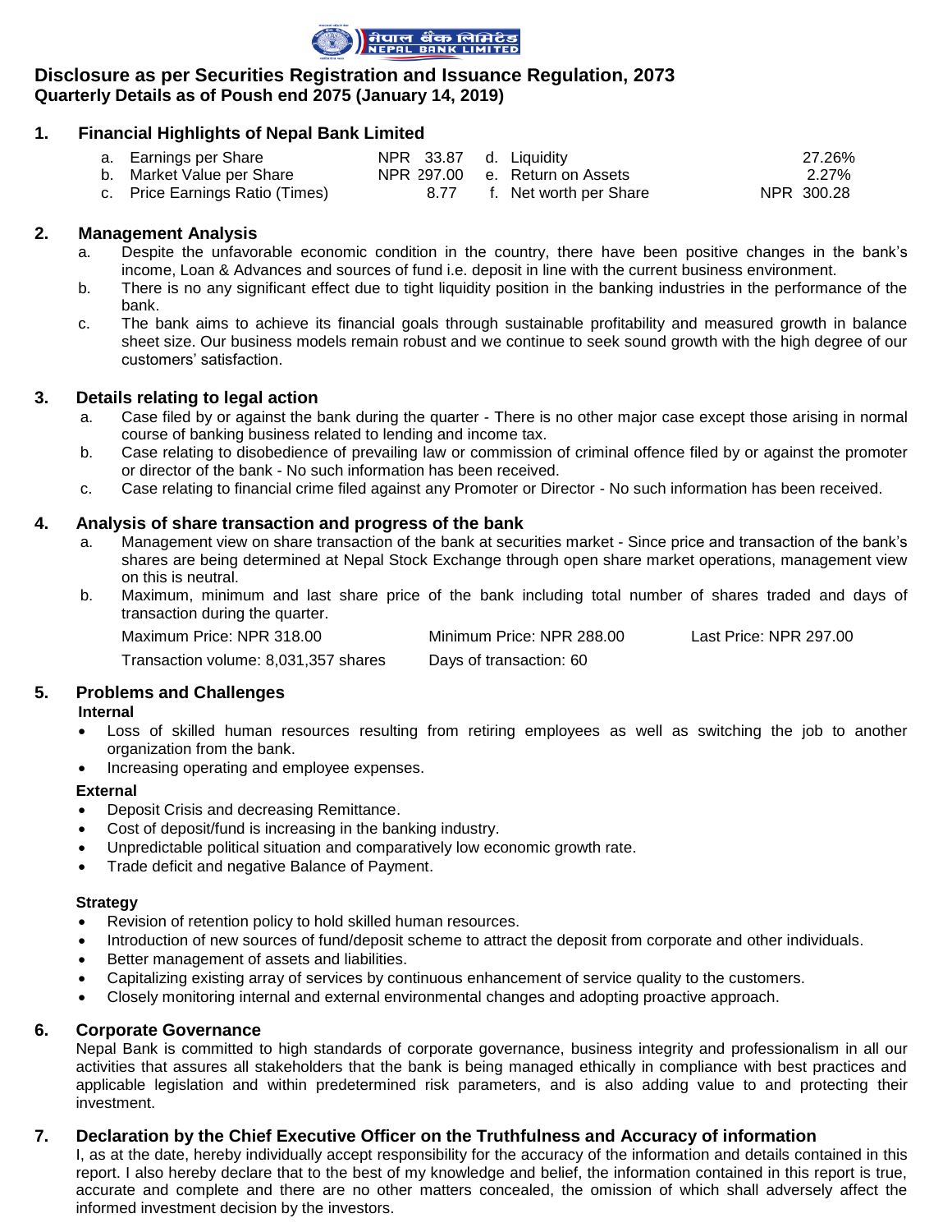नेपाल बैंक लिमिटेड
NEPAL BANK LIMITED

## Disclosure as per Securities Registration and Issuance Regulation, 2073

**Quarterly Details as of Poush end 2075 (January 14, 2019)**

### 1. Financial Highlights of Nepal Bank Limited

| | | | |
|---|---|---|---|
| a. Earnings per Share | NPR 33.87 | d. Liquidity | 27.26% |
| b. Market Value per Share | NPR 297.00 | e. Return on Assets | 2.27% |
| c. Price Earnings Ratio (Times) | 8.77 | f. Net worth per Share | NPR 300.28 |

### 2. Management Analysis

a. Despite the unfavorable economic condition in the country, there have been positive changes in the bank's income, Loan & Advances and sources of fund i.e. deposit in line with the current business environment.

b. There is no any significant effect due to tight liquidity position in the banking industries in the performance of the bank.

c. The bank aims to achieve its financial goals through sustainable profitability and measured growth in balance sheet size. Our business models remain robust and we continue to seek sound growth with the high degree of our customers' satisfaction.

### 3. Details relating to legal action

a. Case filed by or against the bank during the quarter - There is no other major case except those arising in normal course of banking business related to lending and income tax.

b. Case relating to disobedience of prevailing law or commission of criminal offence filed by or against the promoter or director of the bank - No such information has been received.

c. Case relating to financial crime filed against any Promoter or Director - No such information has been received.

### 4. Analysis of share transaction and progress of the bank

a. Management view on share transaction of the bank at securities market - Since price and transaction of the bank's shares are being determined at Nepal Stock Exchange through open share market operations, management view on this is neutral.

b. Maximum, minimum and last share price of the bank including total number of shares traded and days of transaction during the quarter.

| | | |
|---|---|---|
| Maximum Price: NPR 318.00 | Minimum Price: NPR 288.00 | Last Price: NPR 297.00 |
| Transaction volume: 8,031,357 shares | Days of transaction: 60 | |

### 5. Problems and Challenges

**Internal**

- Loss of skilled human resources resulting from retiring employees as well as switching the job to another organization from the bank.
- Increasing operating and employee expenses.

**External**

- Deposit Crisis and decreasing Remittance.
- Cost of deposit/fund is increasing in the banking industry.
- Unpredictable political situation and comparatively low economic growth rate.
- Trade deficit and negative Balance of Payment.

**Strategy**

- Revision of retention policy to hold skilled human resources.
- Introduction of new sources of fund/deposit scheme to attract the deposit from corporate and other individuals.
- Better management of assets and liabilities.
- Capitalizing existing array of services by continuous enhancement of service quality to the customers.
- Closely monitoring internal and external environmental changes and adopting proactive approach.

### 6. Corporate Governance

Nepal Bank is committed to high standards of corporate governance, business integrity and professionalism in all our activities that assures all stakeholders that the bank is being managed ethically in compliance with best practices and applicable legislation and within predetermined risk parameters, and is also adding value to and protecting their investment.

### 7. Declaration by the Chief Executive Officer on the Truthfulness and Accuracy of information

I, as at the date, hereby individually accept responsibility for the accuracy of the information and details contained in this report. I also hereby declare that to the best of my knowledge and belief, the information contained in this report is true, accurate and complete and there are no other matters concealed, the omission of which shall adversely affect the informed investment decision by the investors.